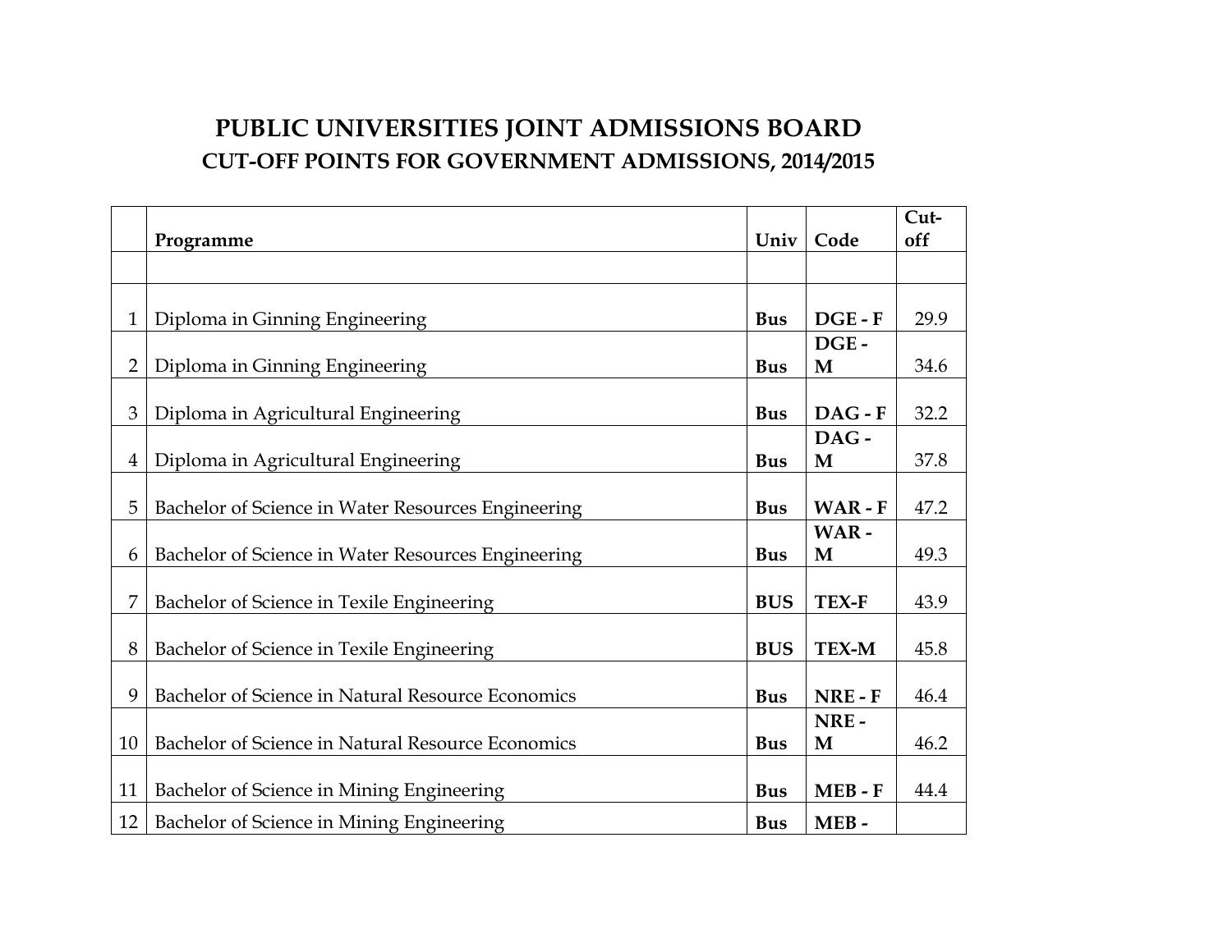# PUBLIC UNIVERSITIES JOINT ADMISSIONS BOARD
## CUT-OFF POINTS FOR GOVERNMENT ADMISSIONS, 2014/2015

| | Programme | Univ | Code | Cut-off |
|---|---|---|---|---|
| | | | | |
| 1 | Diploma in Ginning Engineering | **Bus** | **DGE - F** | 29.9 |
| 2 | Diploma in Ginning Engineering | **Bus** | **DGE - M** | 34.6 |
| 3 | Diploma in Agricultural Engineering | **Bus** | **DAG - F** | 32.2 |
| 4 | Diploma in Agricultural Engineering | **Bus** | **DAG - M** | 37.8 |
| 5 | Bachelor of Science in Water Resources Engineering | **Bus** | **WAR - F** | 47.2 |
| 6 | Bachelor of Science in Water Resources Engineering | **Bus** | **WAR - M** | 49.3 |
| 7 | Bachelor of Science in Texile Engineering | **BUS** | **TEX-F** | 43.9 |
| 8 | Bachelor of Science in Texile Engineering | **BUS** | **TEX-M** | 45.8 |
| 9 | Bachelor of Science in Natural Resource Economics | **Bus** | **NRE - F** | 46.4 |
| 10 | Bachelor of Science in Natural Resource Economics | **Bus** | **NRE - M** | 46.2 |
| 11 | Bachelor of Science in Mining Engineering | **Bus** | **MEB - F** | 44.4 |
| 12 | Bachelor of Science in Mining Engineering | **Bus** | **MEB -** | |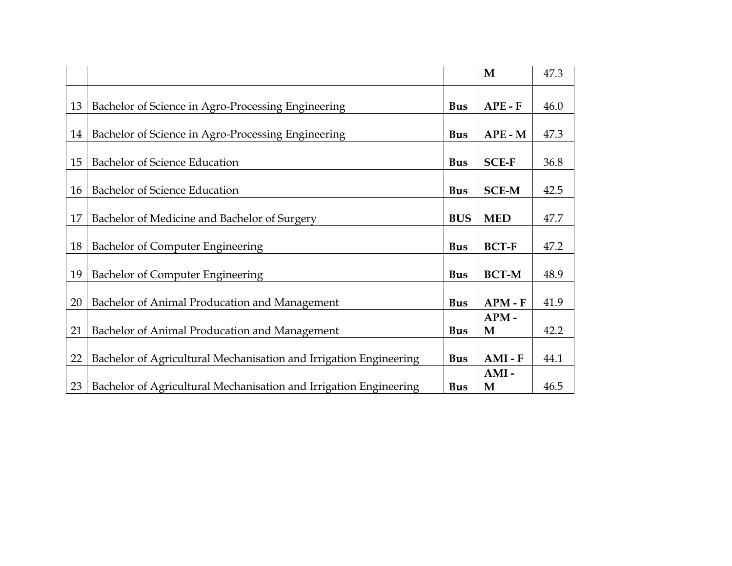| | | | | |
|---|---|---|---|---|
| | | | **M** | 47.3 |
| 13 | Bachelor of Science in Agro-Processing Engineering | **Bus** | **APE - F** | 46.0 |
| 14 | Bachelor of Science in Agro-Processing Engineering | **Bus** | **APE - M** | 47.3 |
| 15 | Bachelor of Science Education | **Bus** | **SCE-F** | 36.8 |
| 16 | Bachelor of Science Education | **Bus** | **SCE-M** | 42.5 |
| 17 | Bachelor of Medicine and Bachelor of Surgery | **BUS** | **MED** | 47.7 |
| 18 | Bachelor of Computer Engineering | **Bus** | **BCT-F** | 47.2 |
| 19 | Bachelor of Computer Engineering | **Bus** | **BCT-M** | 48.9 |
| 20 | Bachelor of Animal Producation and Management | **Bus** | **APM - F** | 41.9 |
| 21 | Bachelor of Animal Producation and Management | **Bus** | **APM - M** | 42.2 |
| 22 | Bachelor of Agricultural Mechanisation and Irrigation Engineering | **Bus** | **AMI - F** | 44.1 |
| 23 | Bachelor of Agricultural Mechanisation and Irrigation Engineering | **Bus** | **AMI - M** | 46.5 |